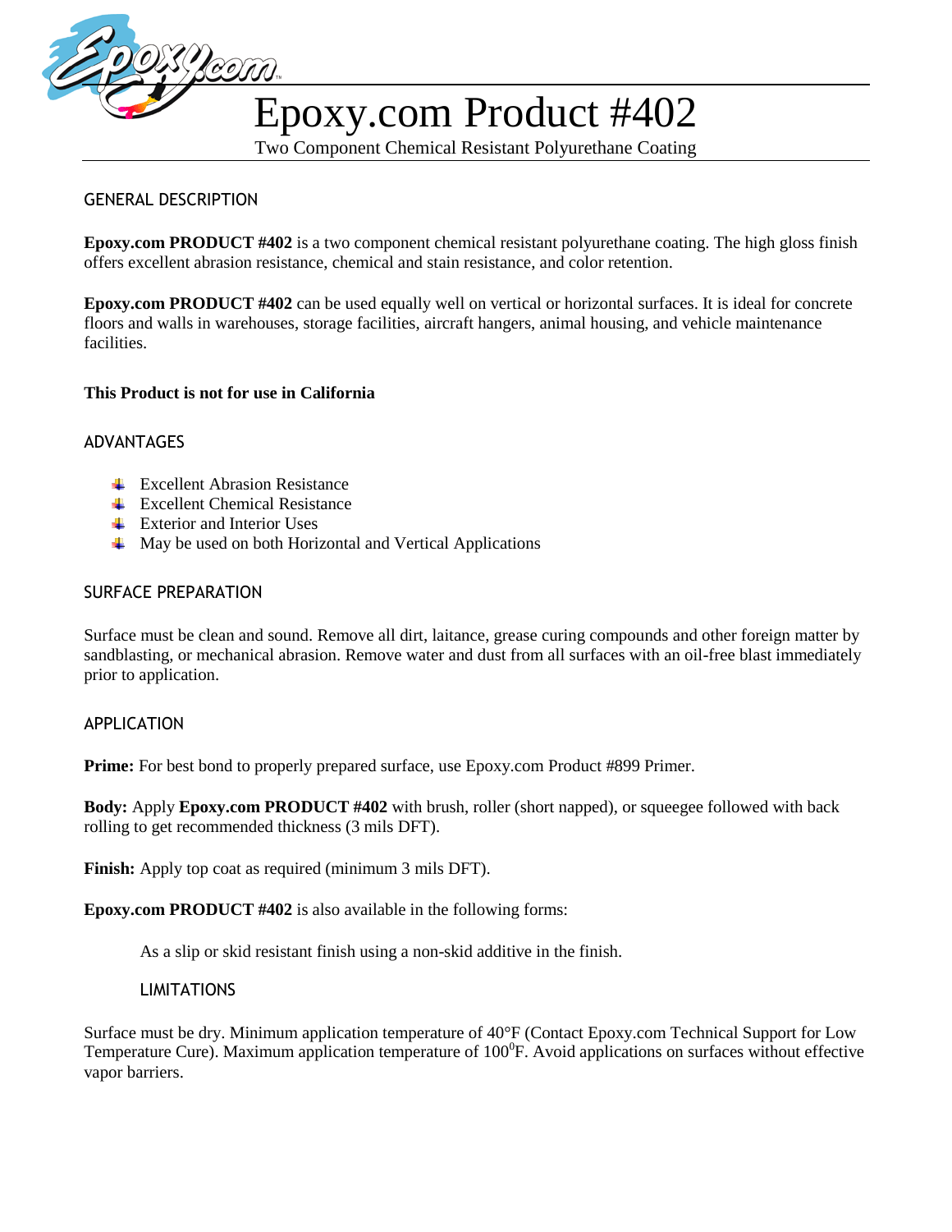# Epoxy.com Product #402

Two Component Chemical Resistant Polyurethane Coating

## GENERAL DESCRIPTION

**Epoxy.com PRODUCT #402** is a two component chemical resistant polyurethane coating. The high gloss finish offers excellent abrasion resistance, chemical and stain resistance, and color retention.

**Epoxy.com PRODUCT #402** can be used equally well on vertical or horizontal surfaces. It is ideal for concrete floors and walls in warehouses, storage facilities, aircraft hangers, animal housing, and vehicle maintenance facilities.

**This Product is not for use in California**

## ADVANTAGES

- Excellent Abrasion Resistance
- Excellent Chemical Resistance
- Exterior and Interior Uses
- May be used on both Horizontal and Vertical Applications

## SURFACE PREPARATION

Surface must be clean and sound. Remove all dirt, laitance, grease curing compounds and other foreign matter by sandblasting, or mechanical abrasion. Remove water and dust from all surfaces with an oil-free blast immediately prior to application.

## APPLICATION

**Prime:** For best bond to properly prepared surface, use Epoxy.com Product #899 Primer.

**Body:** Apply **Epoxy.com PRODUCT #402** with brush, roller (short napped), or squeegee followed with back rolling to get recommended thickness (3 mils DFT).

**Finish:** Apply top coat as required (minimum 3 mils DFT).

**Epoxy.com PRODUCT #402** is also available in the following forms:

As a slip or skid resistant finish using a non-skid additive in the finish.

## LIMITATIONS

Surface must be dry. Minimum application temperature of 40°F (Contact Epoxy.com Technical Support for Low Temperature Cure). Maximum application temperature of $100^0$F. Avoid applications on surfaces without effective vapor barriers.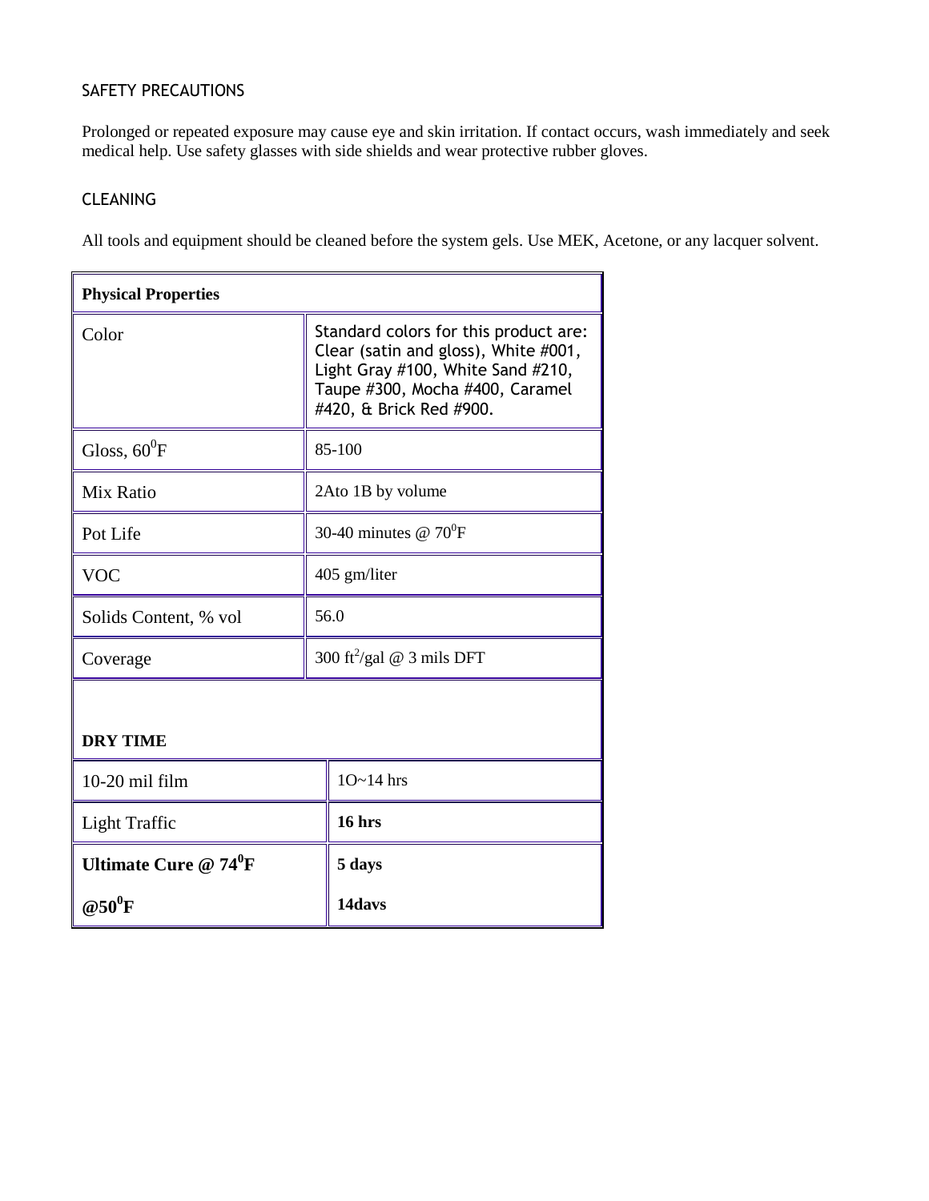## SAFETY PRECAUTIONS

Prolonged or repeated exposure may cause eye and skin irritation. If contact occurs, wash immediately and seek medical help. Use safety glasses with side shields and wear protective rubber gloves.

## CLEANING

All tools and equipment should be cleaned before the system gels. Use MEK, Acetone, or any lacquer solvent.

| **Physical Properties** | |
|---|---|
| Color | Standard colors for this product are: Clear (satin and gloss), White #001, Light Gray #100, White Sand #210, Taupe #300, Mocha #400, Caramel #420, & Brick Red #900. |
| Gloss, $60^0$F | 85-100 |
| Mix Ratio | 2Ato 1B by volume |
| Pot Life | 30-40 minutes @ $70^0$F |
| VOC | 405 gm/liter |
| Solids Content, % vol | 56.0 |
| Coverage | 300 $ft^2$/gal @ 3 mils DFT |
| **DRY TIME** | |
| 10-20 mil film | 1O~14 hrs |
| Light Traffic | **16 hrs** |
| **Ultimate Cure @ $74^0$F** | **5 days** |
| **@$50^0$F** | **14davs** |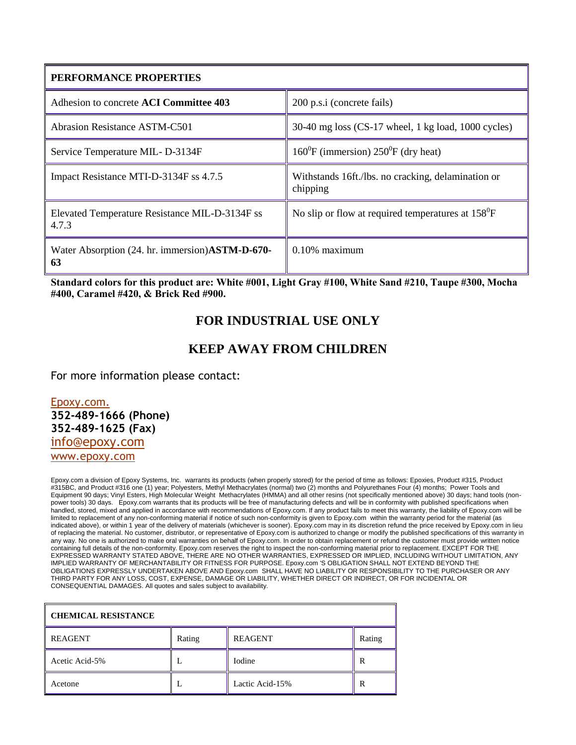| PERFORMANCE PROPERTIES | |
|---|---|
| Adhesion to concrete **ACI Committee 403** | 200 p.s.i (concrete fails) |
| Abrasion Resistance ASTM-C501 | 30-40 mg loss (CS-17 wheel, 1 kg load, 1000 cycles) |
| Service Temperature MIL- D-3134F | $160^0$F (immersion) $250^0$F (dry heat) |
| Impact Resistance MTI-D-3134F ss 4.7.5 | Withstands 16ft./lbs. no cracking, delamination or chipping |
| Elevated Temperature Resistance MIL-D-3134F ss 4.7.3 | No slip or flow at required temperatures at $158^0$F |
| Water Absorption (24. hr. immersion)**ASTM-D-670-63** | 0.10% maximum |

**Standard colors for this product are: White #001, Light Gray #100, White Sand #210, Taupe #300, Mocha #400, Caramel #420, & Brick Red #900.**

## FOR INDUSTRIAL USE ONLY

## KEEP AWAY FROM CHILDREN

For more information please contact:

Epoxy.com.
**352-489-1666 (Phone)**
**352-489-1625 (Fax)**
info@epoxy.com
www.epoxy.com

Epoxy.com a division of Epoxy Systems, Inc. warrants its products (when properly stored) for the period of time as follows: Epoxies, Product #315, Product #315BC, and Product #316 one (1) year; Polyesters, Methyl Methacrylates (normal) two (2) months and Polyurethanes Four (4) months; Power Tools and Equipment 90 days; Vinyl Esters, High Molecular Weight Methacrylates (HMMA) and all other resins (not specifically mentioned above) 30 days; hand tools (non-power tools) 30 days. Epoxy.com warrants that its products will be free of manufacturing defects and will be in conformity with published specifications when handled, stored, mixed and applied in accordance with recommendations of Epoxy.com. If any product fails to meet this warranty, the liability of Epoxy.com will be limited to replacement of any non-conforming material if notice of such non-conformity is given to Epoxy.com within the warranty period for the material (as indicated above), or within 1 year of the delivery of materials (whichever is sooner). Epoxy.com may in its discretion refund the price received by Epoxy.com in lieu of replacing the material. No customer, distributor, or representative of Epoxy.com is authorized to change or modify the published specifications of this warranty in any way. No one is authorized to make oral warranties on behalf of Epoxy.com. In order to obtain replacement or refund the customer must provide written notice containing full details of the non-conformity. Epoxy.com reserves the right to inspect the non-conforming material prior to replacement. EXCEPT FOR THE EXPRESSED WARRANTY STATED ABOVE, THERE ARE NO OTHER WARRANTIES, EXPRESSED OR IMPLIED, INCLUDING WITHOUT LIMITATION, ANY IMPLIED WARRANTY OF MERCHANTABILITY OR FITNESS FOR PURPOSE. Epoxy.com 'S OBLIGATION SHALL NOT EXTEND BEYOND THE OBLIGATIONS EXPRESSLY UNDERTAKEN ABOVE AND Epoxy.com SHALL HAVE NO LIABILITY OR RESPONSIBILITY TO THE PURCHASER OR ANY THIRD PARTY FOR ANY LOSS, COST, EXPENSE, DAMAGE OR LIABILITY, WHETHER DIRECT OR INDIRECT, OR FOR INCIDENTAL OR CONSEQUENTIAL DAMAGES. All quotes and sales subject to availability.

| CHEMICAL RESISTANCE | | | |
|---|---|---|---|
| REAGENT | Rating | REAGENT | Rating |
| Acetic Acid-5% | L | Iodine | R |
| Acetone | L | Lactic Acid-15% | R |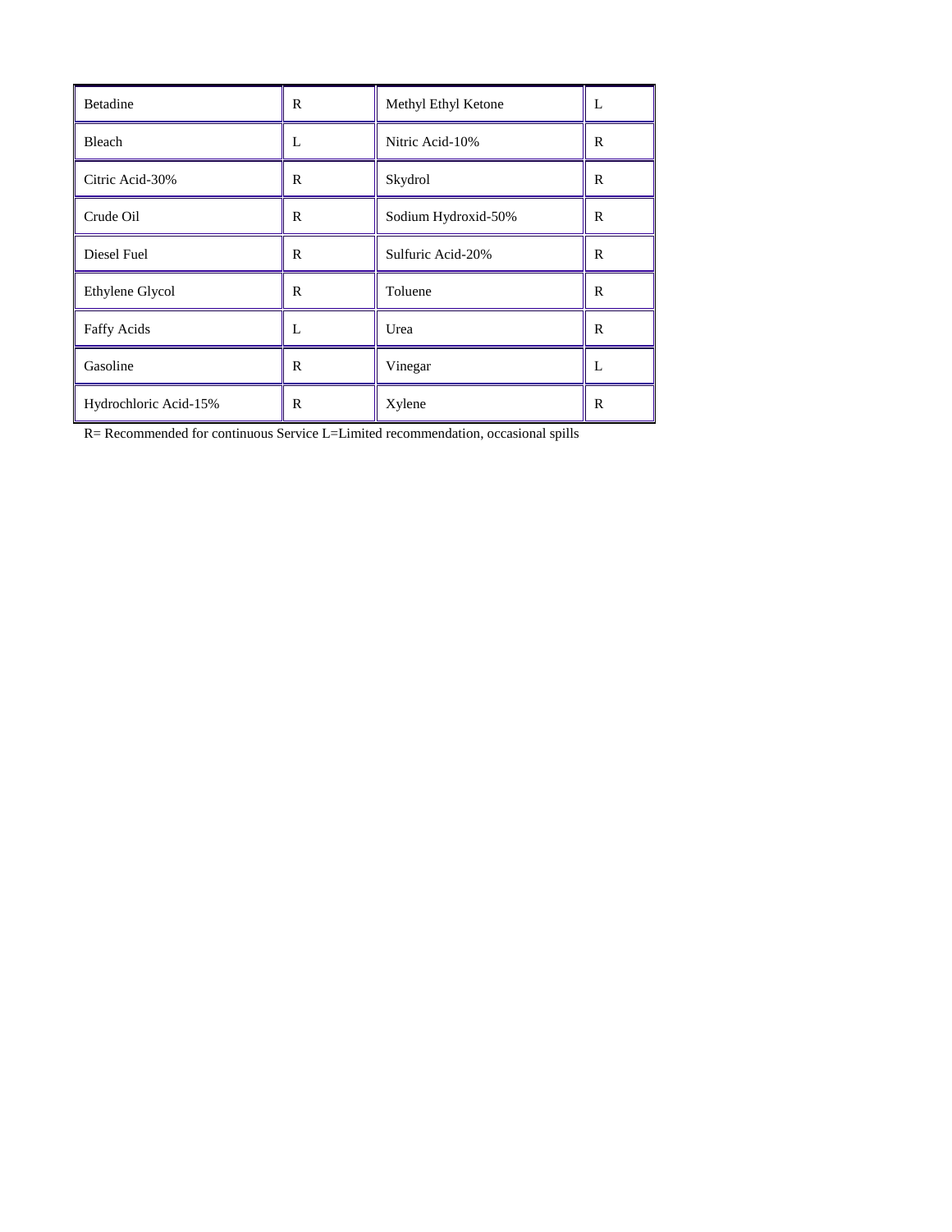| | | | |
|---|---|---|---|
| Betadine | R | Methyl Ethyl Ketone | L |
| Bleach | L | Nitric Acid-10% | R |
| Citric Acid-30% | R | Skydrol | R |
| Crude Oil | R | Sodium Hydroxid-50% | R |
| Diesel Fuel | R | Sulfuric Acid-20% | R |
| Ethylene Glycol | R | Toluene | R |
| Faffy Acids | L | Urea | R |
| Gasoline | R | Vinegar | L |
| Hydrochloric Acid-15% | R | Xylene | R |

R= Recommended for continuous Service L=Limited recommendation, occasional spills